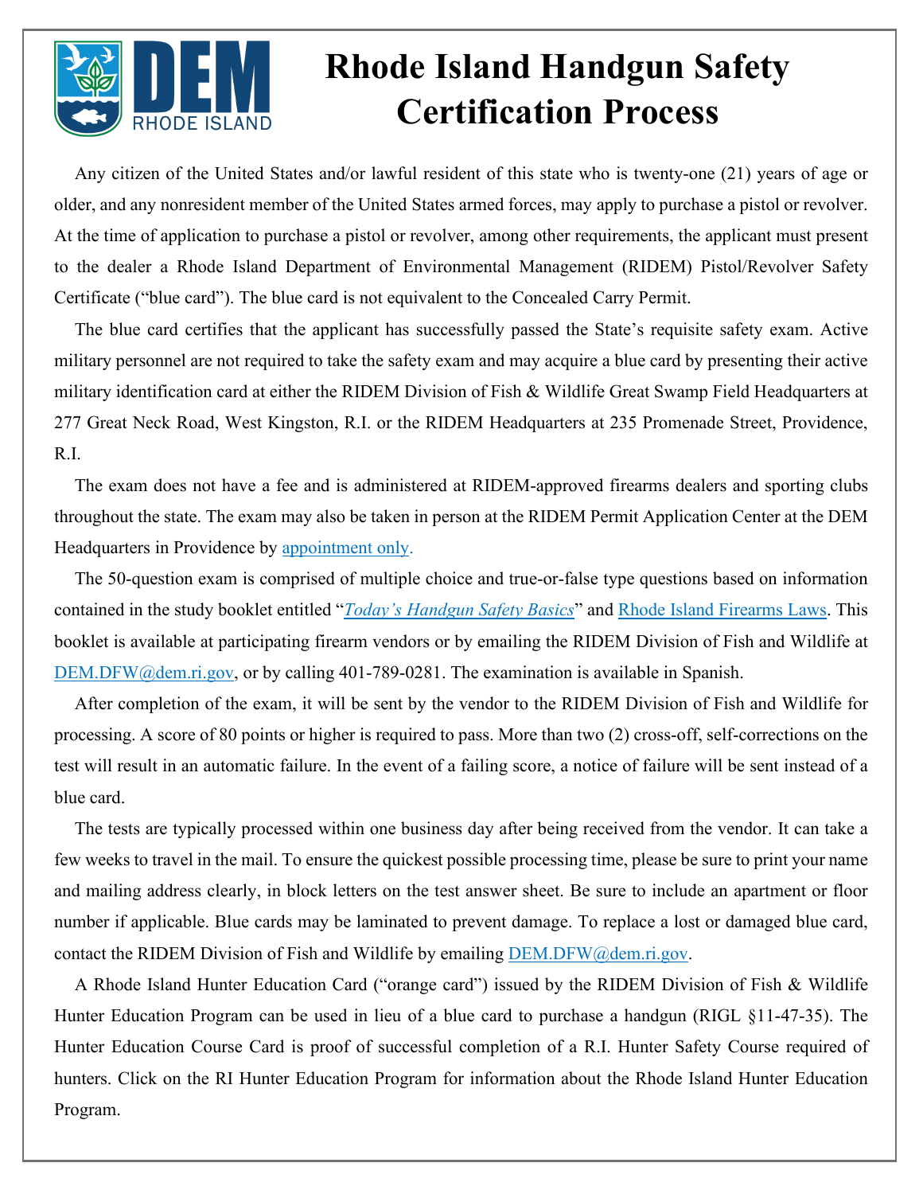# Rhode Island Handgun Safety Certification Process

Any citizen of the United States and/or lawful resident of this state who is twenty-one (21) years of age or older, and any nonresident member of the United States armed forces, may apply to purchase a pistol or revolver. At the time of application to purchase a pistol or revolver, among other requirements, the applicant must present to the dealer a Rhode Island Department of Environmental Management (RIDEM) Pistol/Revolver Safety Certificate ("blue card"). The blue card is not equivalent to the Concealed Carry Permit.

The blue card certifies that the applicant has successfully passed the State's requisite safety exam. Active military personnel are not required to take the safety exam and may acquire a blue card by presenting their active military identification card at either the RIDEM Division of Fish & Wildlife Great Swamp Field Headquarters at 277 Great Neck Road, West Kingston, R.I. or the RIDEM Headquarters at 235 Promenade Street, Providence, R.I.

The exam does not have a fee and is administered at RIDEM-approved firearms dealers and sporting clubs throughout the state. The exam may also be taken in person at the RIDEM Permit Application Center at the DEM Headquarters in Providence by appointment only.

The 50-question exam is comprised of multiple choice and true-or-false type questions based on information contained in the study booklet entitled "*Today's Handgun Safety Basics*" and Rhode Island Firearms Laws. This booklet is available at participating firearm vendors or by emailing the RIDEM Division of Fish and Wildlife at DEM.DFW@dem.ri.gov, or by calling 401-789-0281. The examination is available in Spanish.

After completion of the exam, it will be sent by the vendor to the RIDEM Division of Fish and Wildlife for processing. A score of 80 points or higher is required to pass. More than two (2) cross-off, self-corrections on the test will result in an automatic failure. In the event of a failing score, a notice of failure will be sent instead of a blue card.

The tests are typically processed within one business day after being received from the vendor. It can take a few weeks to travel in the mail. To ensure the quickest possible processing time, please be sure to print your name and mailing address clearly, in block letters on the test answer sheet. Be sure to include an apartment or floor number if applicable. Blue cards may be laminated to prevent damage. To replace a lost or damaged blue card, contact the RIDEM Division of Fish and Wildlife by emailing DEM.DFW@dem.ri.gov.

A Rhode Island Hunter Education Card ("orange card") issued by the RIDEM Division of Fish & Wildlife Hunter Education Program can be used in lieu of a blue card to purchase a handgun (RIGL §11-47-35). The Hunter Education Course Card is proof of successful completion of a R.I. Hunter Safety Course required of hunters. Click on the RI Hunter Education Program for information about the Rhode Island Hunter Education Program.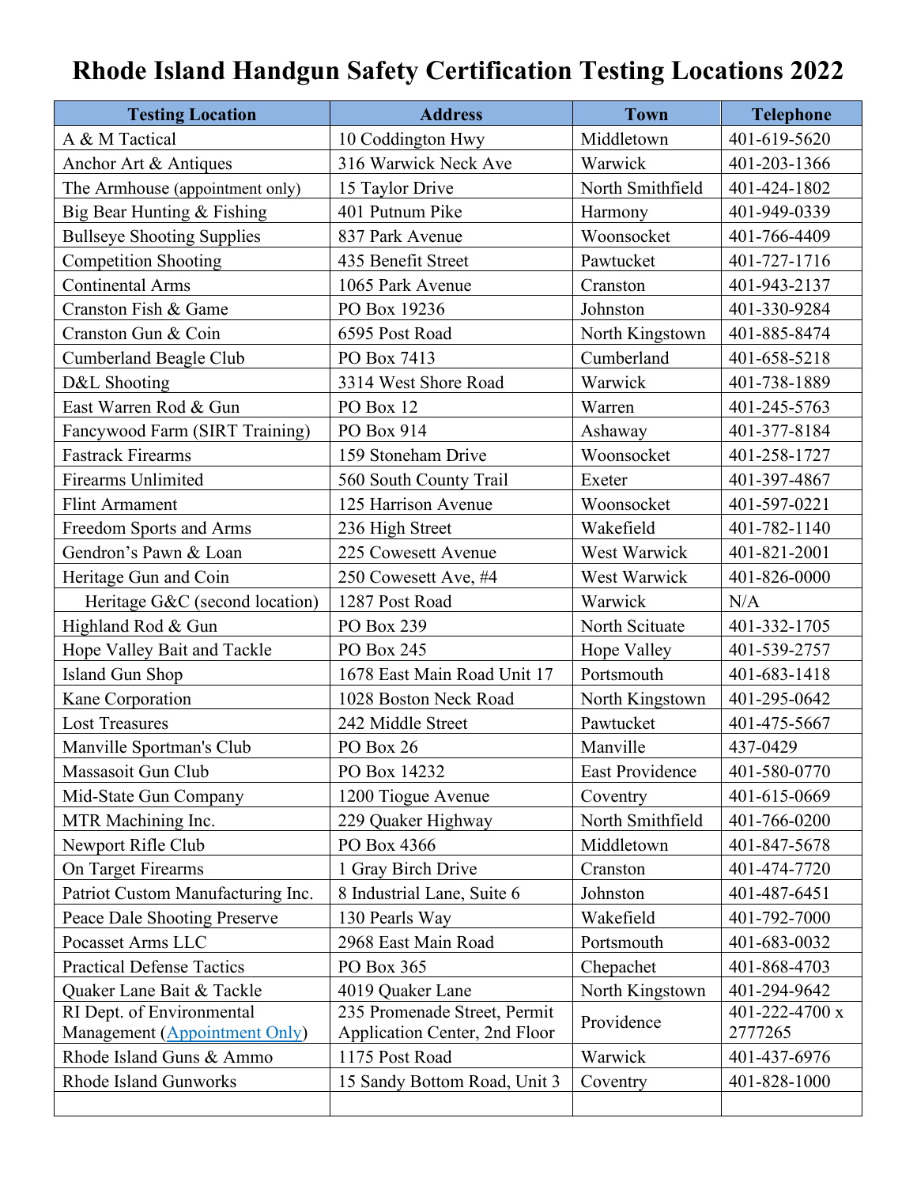# Rhode Island Handgun Safety Certification Testing Locations 2022

| Testing Location | Address | Town | Telephone |
|---|---|---|---|
| A & M Tactical | 10 Coddington Hwy | Middletown | 401-619-5620 |
| Anchor Art & Antiques | 316 Warwick Neck Ave | Warwick | 401-203-1366 |
| The Armhouse (appointment only) | 15 Taylor Drive | North Smithfield | 401-424-1802 |
| Big Bear Hunting & Fishing | 401 Putnum Pike | Harmony | 401-949-0339 |
| Bullseye Shooting Supplies | 837 Park Avenue | Woonsocket | 401-766-4409 |
| Competition Shooting | 435 Benefit Street | Pawtucket | 401-727-1716 |
| Continental Arms | 1065 Park Avenue | Cranston | 401-943-2137 |
| Cranston Fish & Game | PO Box 19236 | Johnston | 401-330-9284 |
| Cranston Gun & Coin | 6595 Post Road | North Kingstown | 401-885-8474 |
| Cumberland Beagle Club | PO Box 7413 | Cumberland | 401-658-5218 |
| D&L Shooting | 3314 West Shore Road | Warwick | 401-738-1889 |
| East Warren Rod & Gun | PO Box 12 | Warren | 401-245-5763 |
| Fancywood Farm (SIRT Training) | PO Box 914 | Ashaway | 401-377-8184 |
| Fastrack Firearms | 159 Stoneham Drive | Woonsocket | 401-258-1727 |
| Firearms Unlimited | 560 South County Trail | Exeter | 401-397-4867 |
| Flint Armament | 125 Harrison Avenue | Woonsocket | 401-597-0221 |
| Freedom Sports and Arms | 236 High Street | Wakefield | 401-782-1140 |
| Gendron's Pawn & Loan | 225 Cowesett Avenue | West Warwick | 401-821-2001 |
| Heritage Gun and Coin | 250 Cowesett Ave, #4 | West Warwick | 401-826-0000 |
| Heritage G&C (second location) | 1287 Post Road | Warwick | N/A |
| Highland Rod & Gun | PO Box 239 | North Scituate | 401-332-1705 |
| Hope Valley Bait and Tackle | PO Box 245 | Hope Valley | 401-539-2757 |
| Island Gun Shop | 1678 East Main Road Unit 17 | Portsmouth | 401-683-1418 |
| Kane Corporation | 1028 Boston Neck Road | North Kingstown | 401-295-0642 |
| Lost Treasures | 242 Middle Street | Pawtucket | 401-475-5667 |
| Manville Sportman's Club | PO Box 26 | Manville | 437-0429 |
| Massasoit Gun Club | PO Box 14232 | East Providence | 401-580-0770 |
| Mid-State Gun Company | 1200 Tiogue Avenue | Coventry | 401-615-0669 |
| MTR Machining Inc. | 229 Quaker Highway | North Smithfield | 401-766-0200 |
| Newport Rifle Club | PO Box 4366 | Middletown | 401-847-5678 |
| On Target Firearms | 1 Gray Birch Drive | Cranston | 401-474-7720 |
| Patriot Custom Manufacturing Inc. | 8 Industrial Lane, Suite 6 | Johnston | 401-487-6451 |
| Peace Dale Shooting Preserve | 130 Pearls Way | Wakefield | 401-792-7000 |
| Pocasset Arms LLC | 2968 East Main Road | Portsmouth | 401-683-0032 |
| Practical Defense Tactics | PO Box 365 | Chepachet | 401-868-4703 |
| Quaker Lane Bait & Tackle | 4019 Quaker Lane | North Kingstown | 401-294-9642 |
| RI Dept. of Environmental Management (Appointment Only) | 235 Promenade Street, Permit Application Center, 2nd Floor | Providence | 401-222-4700 x 2777265 |
| Rhode Island Guns & Ammo | 1175 Post Road | Warwick | 401-437-6976 |
| Rhode Island Gunworks | 15 Sandy Bottom Road, Unit 3 | Coventry | 401-828-1000 |
| | | | |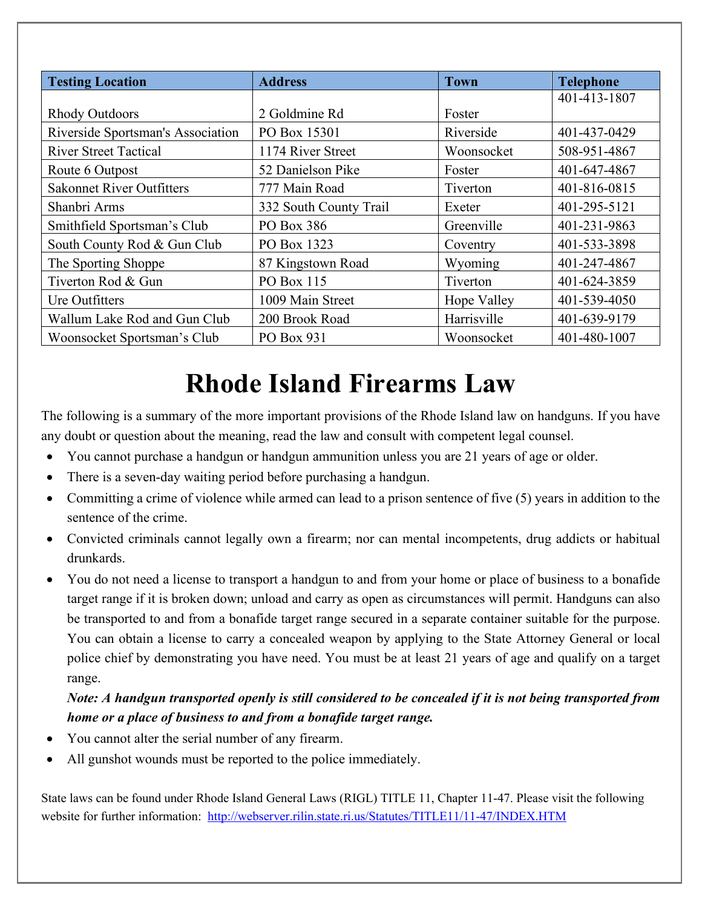| Testing Location | Address | Town | Telephone |
|---|---|---|---|
| Rhody Outdoors | 2 Goldmine Rd | Foster | 401-413-1807 |
| Riverside Sportsman's Association | PO Box 15301 | Riverside | 401-437-0429 |
| River Street Tactical | 1174 River Street | Woonsocket | 508-951-4867 |
| Route 6 Outpost | 52 Danielson Pike | Foster | 401-647-4867 |
| Sakonnet River Outfitters | 777 Main Road | Tiverton | 401-816-0815 |
| Shanbri Arms | 332 South County Trail | Exeter | 401-295-5121 |
| Smithfield Sportsman's Club | PO Box 386 | Greenville | 401-231-9863 |
| South County Rod & Gun Club | PO Box 1323 | Coventry | 401-533-3898 |
| The Sporting Shoppe | 87 Kingstown Road | Wyoming | 401-247-4867 |
| Tiverton Rod & Gun | PO Box 115 | Tiverton | 401-624-3859 |
| Ure Outfitters | 1009 Main Street | Hope Valley | 401-539-4050 |
| Wallum Lake Rod and Gun Club | 200 Brook Road | Harrisville | 401-639-9179 |
| Woonsocket Sportsman's Club | PO Box 931 | Woonsocket | 401-480-1007 |

# Rhode Island Firearms Law

The following is a summary of the more important provisions of the Rhode Island law on handguns. If you have any doubt or question about the meaning, read the law and consult with competent legal counsel.

- You cannot purchase a handgun or handgun ammunition unless you are 21 years of age or older.
- There is a seven-day waiting period before purchasing a handgun.
- Committing a crime of violence while armed can lead to a prison sentence of five (5) years in addition to the sentence of the crime.
- Convicted criminals cannot legally own a firearm; nor can mental incompetents, drug addicts or habitual drunkards.
- You do not need a license to transport a handgun to and from your home or place of business to a bonafide target range if it is broken down; unload and carry as open as circumstances will permit. Handguns can also be transported to and from a bonafide target range secured in a separate container suitable for the purpose. You can obtain a license to carry a concealed weapon by applying to the State Attorney General or local police chief by demonstrating you have need. You must be at least 21 years of age and qualify on a target range.

  ***Note: A handgun transported openly is still considered to be concealed if it is not being transported from home or a place of business to and from a bonafide target range.***
- You cannot alter the serial number of any firearm.
- All gunshot wounds must be reported to the police immediately.

State laws can be found under Rhode Island General Laws (RIGL) TITLE 11, Chapter 11-47. Please visit the following website for further information: http://webserver.rilin.state.ri.us/Statutes/TITLE11/11-47/INDEX.HTM